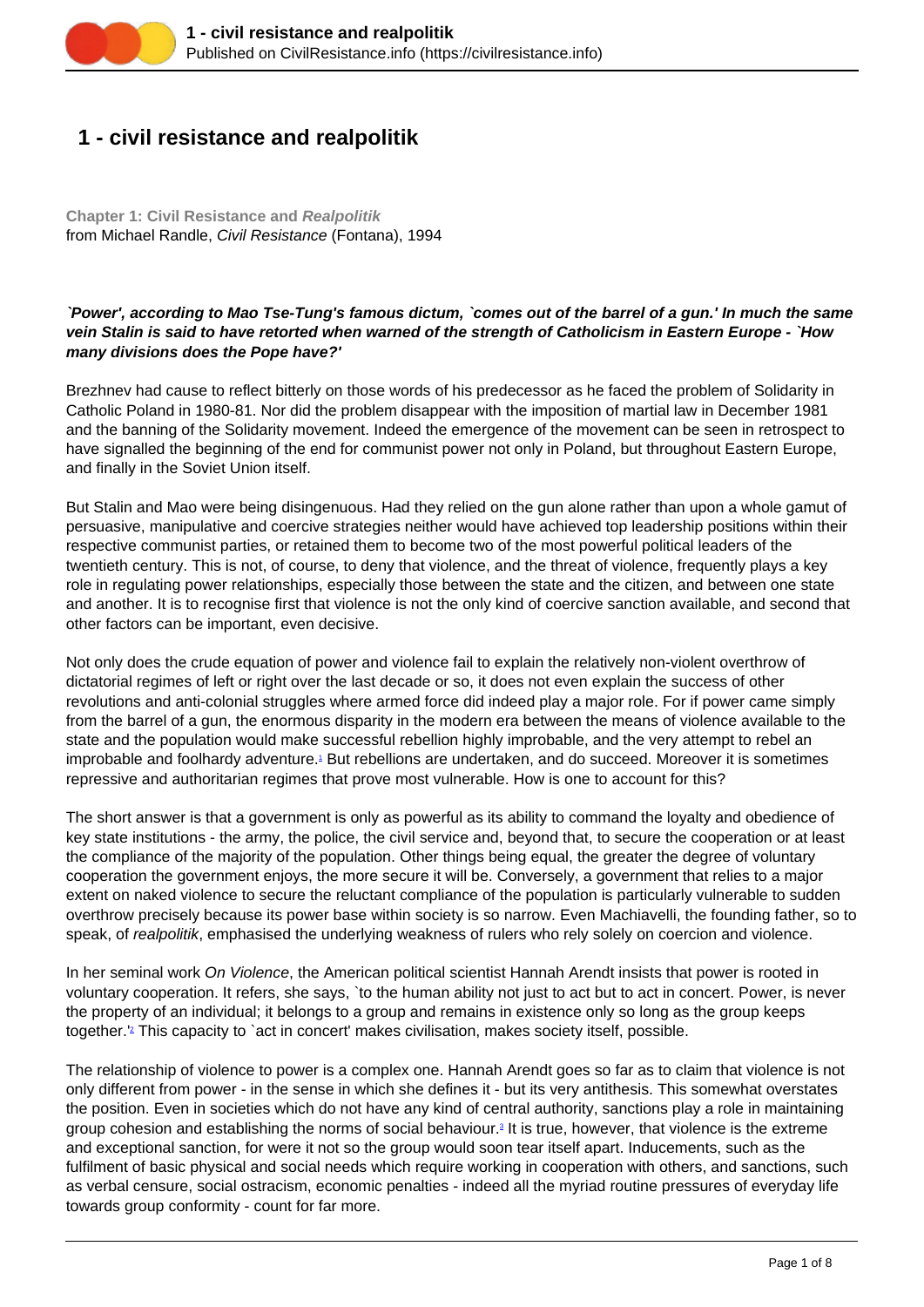# 1 - civil resistance and realpolitik

**Chapter 1: Civil Resistance and *Realpolitik***
from Michael Randle, *Civil Resistance* (Fontana), 1994

***`Power', according to Mao Tse-Tung's famous dictum, `comes out of the barrel of a gun.' In much the same vein Stalin is said to have retorted when warned of the strength of Catholicism in Eastern Europe - `How many divisions does the Pope have?'***

Brezhnev had cause to reflect bitterly on those words of his predecessor as he faced the problem of Solidarity in Catholic Poland in 1980-81. Nor did the problem disappear with the imposition of martial law in December 1981 and the banning of the Solidarity movement. Indeed the emergence of the movement can be seen in retrospect to have signalled the beginning of the end for communist power not only in Poland, but throughout Eastern Europe, and finally in the Soviet Union itself.

But Stalin and Mao were being disingenuous. Had they relied on the gun alone rather than upon a whole gamut of persuasive, manipulative and coercive strategies neither would have achieved top leadership positions within their respective communist parties, or retained them to become two of the most powerful political leaders of the twentieth century. This is not, of course, to deny that violence, and the threat of violence, frequently plays a key role in regulating power relationships, especially those between the state and the citizen, and between one state and another. It is to recognise first that violence is not the only kind of coercive sanction available, and second that other factors can be important, even decisive.

Not only does the crude equation of power and violence fail to explain the relatively non-violent overthrow of dictatorial regimes of left or right over the last decade or so, it does not even explain the success of other revolutions and anti-colonial struggles where armed force did indeed play a major role. For if power came simply from the barrel of a gun, the enormous disparity in the modern era between the means of violence available to the state and the population would make successful rebellion highly improbable, and the very attempt to rebel an improbable and foolhardy adventure.[1] But rebellions are undertaken, and do succeed. Moreover it is sometimes repressive and authoritarian regimes that prove most vulnerable. How is one to account for this?

The short answer is that a government is only as powerful as its ability to command the loyalty and obedience of key state institutions - the army, the police, the civil service and, beyond that, to secure the cooperation or at least the compliance of the majority of the population. Other things being equal, the greater the degree of voluntary cooperation the government enjoys, the more secure it will be. Conversely, a government that relies to a major extent on naked violence to secure the reluctant compliance of the population is particularly vulnerable to sudden overthrow precisely because its power base within society is so narrow. Even Machiavelli, the founding father, so to speak, of *realpolitik*, emphasised the underlying weakness of rulers who rely solely on coercion and violence.

In her seminal work *On Violence*, the American political scientist Hannah Arendt insists that power is rooted in voluntary cooperation. It refers, she says, `to the human ability not just to act but to act in concert. Power, is never the property of an individual; it belongs to a group and remains in existence only so long as the group keeps together.'[2] This capacity to `act in concert' makes civilisation, makes society itself, possible.

The relationship of violence to power is a complex one. Hannah Arendt goes so far as to claim that violence is not only different from power - in the sense in which she defines it - but its very antithesis. This somewhat overstates the position. Even in societies which do not have any kind of central authority, sanctions play a role in maintaining group cohesion and establishing the norms of social behaviour.[3] It is true, however, that violence is the extreme and exceptional sanction, for were it not so the group would soon tear itself apart. Inducements, such as the fulfilment of basic physical and social needs which require working in cooperation with others, and sanctions, such as verbal censure, social ostracism, economic penalties - indeed all the myriad routine pressures of everyday life towards group conformity - count for far more.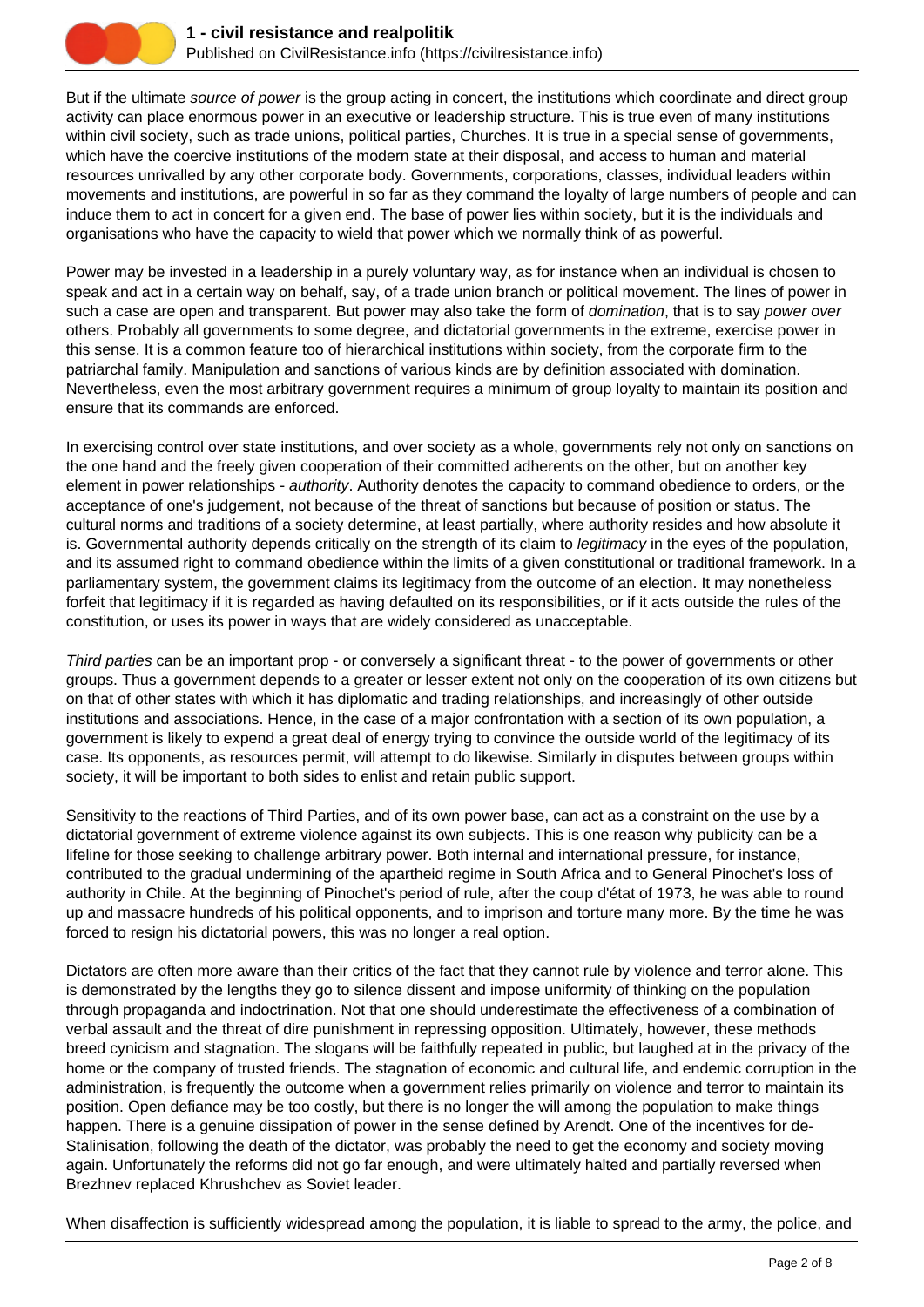But if the ultimate *source of power* is the group acting in concert, the institutions which coordinate and direct group activity can place enormous power in an executive or leadership structure. This is true even of many institutions within civil society, such as trade unions, political parties, Churches. It is true in a special sense of governments, which have the coercive institutions of the modern state at their disposal, and access to human and material resources unrivalled by any other corporate body. Governments, corporations, classes, individual leaders within movements and institutions, are powerful in so far as they command the loyalty of large numbers of people and can induce them to act in concert for a given end. The base of power lies within society, but it is the individuals and organisations who have the capacity to wield that power which we normally think of as powerful.

Power may be invested in a leadership in a purely voluntary way, as for instance when an individual is chosen to speak and act in a certain way on behalf, say, of a trade union branch or political movement. The lines of power in such a case are open and transparent. But power may also take the form of *domination*, that is to say *power over* others. Probably all governments to some degree, and dictatorial governments in the extreme, exercise power in this sense. It is a common feature too of hierarchical institutions within society, from the corporate firm to the patriarchal family. Manipulation and sanctions of various kinds are by definition associated with domination. Nevertheless, even the most arbitrary government requires a minimum of group loyalty to maintain its position and ensure that its commands are enforced.

In exercising control over state institutions, and over society as a whole, governments rely not only on sanctions on the one hand and the freely given cooperation of their committed adherents on the other, but on another key element in power relationships - *authority*. Authority denotes the capacity to command obedience to orders, or the acceptance of one's judgement, not because of the threat of sanctions but because of position or status. The cultural norms and traditions of a society determine, at least partially, where authority resides and how absolute it is. Governmental authority depends critically on the strength of its claim to *legitimacy* in the eyes of the population, and its assumed right to command obedience within the limits of a given constitutional or traditional framework. In a parliamentary system, the government claims its legitimacy from the outcome of an election. It may nonetheless forfeit that legitimacy if it is regarded as having defaulted on its responsibilities, or if it acts outside the rules of the constitution, or uses its power in ways that are widely considered as unacceptable.

*Third parties* can be an important prop - or conversely a significant threat - to the power of governments or other groups. Thus a government depends to a greater or lesser extent not only on the cooperation of its own citizens but on that of other states with which it has diplomatic and trading relationships, and increasingly of other outside institutions and associations. Hence, in the case of a major confrontation with a section of its own population, a government is likely to expend a great deal of energy trying to convince the outside world of the legitimacy of its case. Its opponents, as resources permit, will attempt to do likewise. Similarly in disputes between groups within society, it will be important to both sides to enlist and retain public support.

Sensitivity to the reactions of Third Parties, and of its own power base, can act as a constraint on the use by a dictatorial government of extreme violence against its own subjects. This is one reason why publicity can be a lifeline for those seeking to challenge arbitrary power. Both internal and international pressure, for instance, contributed to the gradual undermining of the apartheid regime in South Africa and to General Pinochet's loss of authority in Chile. At the beginning of Pinochet's period of rule, after the coup d'état of 1973, he was able to round up and massacre hundreds of his political opponents, and to imprison and torture many more. By the time he was forced to resign his dictatorial powers, this was no longer a real option.

Dictators are often more aware than their critics of the fact that they cannot rule by violence and terror alone. This is demonstrated by the lengths they go to silence dissent and impose uniformity of thinking on the population through propaganda and indoctrination. Not that one should underestimate the effectiveness of a combination of verbal assault and the threat of dire punishment in repressing opposition. Ultimately, however, these methods breed cynicism and stagnation. The slogans will be faithfully repeated in public, but laughed at in the privacy of the home or the company of trusted friends. The stagnation of economic and cultural life, and endemic corruption in the administration, is frequently the outcome when a government relies primarily on violence and terror to maintain its position. Open defiance may be too costly, but there is no longer the will among the population to make things happen. There is a genuine dissipation of power in the sense defined by Arendt. One of the incentives for de-Stalinisation, following the death of the dictator, was probably the need to get the economy and society moving again. Unfortunately the reforms did not go far enough, and were ultimately halted and partially reversed when Brezhnev replaced Khrushchev as Soviet leader.

When disaffection is sufficiently widespread among the population, it is liable to spread to the army, the police, and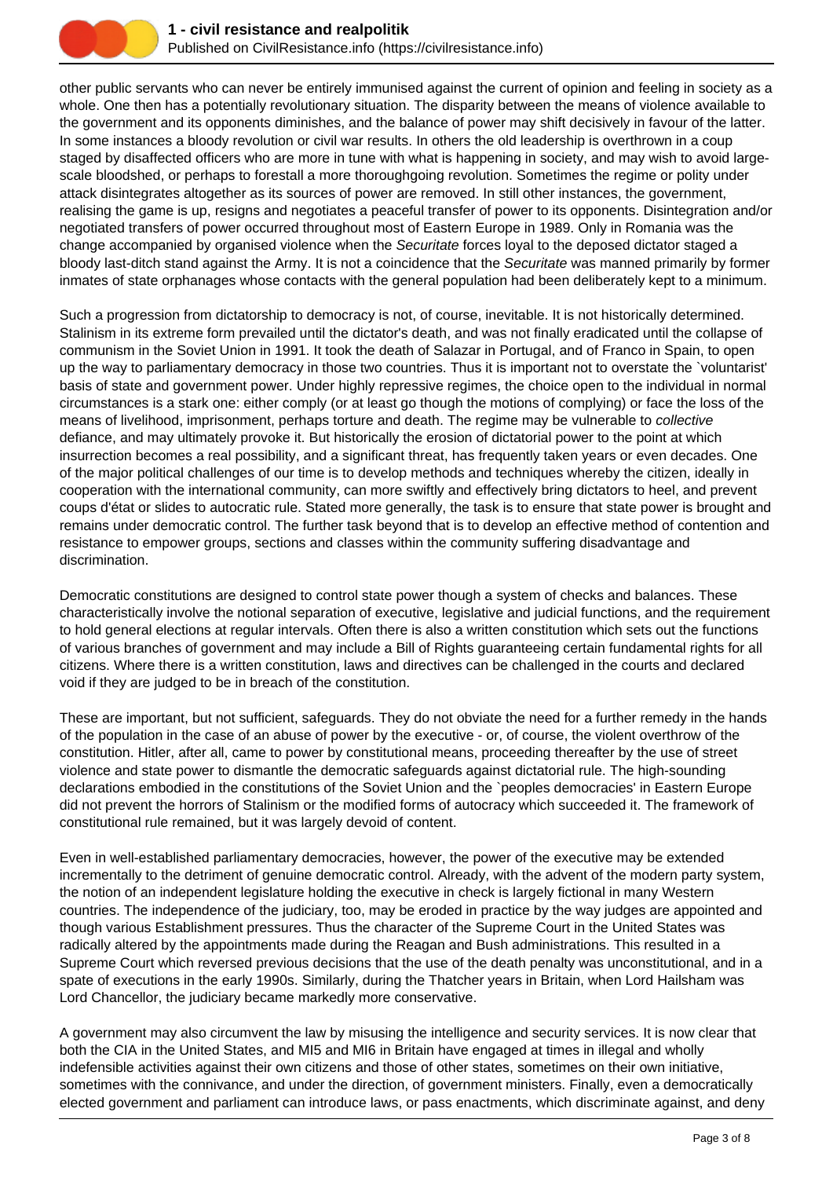other public servants who can never be entirely immunised against the current of opinion and feeling in society as a whole. One then has a potentially revolutionary situation. The disparity between the means of violence available to the government and its opponents diminishes, and the balance of power may shift decisively in favour of the latter. In some instances a bloody revolution or civil war results. In others the old leadership is overthrown in a coup staged by disaffected officers who are more in tune with what is happening in society, and may wish to avoid large-scale bloodshed, or perhaps to forestall a more thoroughgoing revolution. Sometimes the regime or polity under attack disintegrates altogether as its sources of power are removed. In still other instances, the government, realising the game is up, resigns and negotiates a peaceful transfer of power to its opponents. Disintegration and/or negotiated transfers of power occurred throughout most of Eastern Europe in 1989. Only in Romania was the change accompanied by organised violence when the *Securitate* forces loyal to the deposed dictator staged a bloody last-ditch stand against the Army. It is not a coincidence that the *Securitate* was manned primarily by former inmates of state orphanages whose contacts with the general population had been deliberately kept to a minimum.

Such a progression from dictatorship to democracy is not, of course, inevitable. It is not historically determined. Stalinism in its extreme form prevailed until the dictator's death, and was not finally eradicated until the collapse of communism in the Soviet Union in 1991. It took the death of Salazar in Portugal, and of Franco in Spain, to open up the way to parliamentary democracy in those two countries. Thus it is important not to overstate the `voluntarist' basis of state and government power. Under highly repressive regimes, the choice open to the individual in normal circumstances is a stark one: either comply (or at least go though the motions of complying) or face the loss of the means of livelihood, imprisonment, perhaps torture and death. The regime may be vulnerable to *collective* defiance, and may ultimately provoke it. But historically the erosion of dictatorial power to the point at which insurrection becomes a real possibility, and a significant threat, has frequently taken years or even decades. One of the major political challenges of our time is to develop methods and techniques whereby the citizen, ideally in cooperation with the international community, can more swiftly and effectively bring dictators to heel, and prevent coups d'état or slides to autocratic rule. Stated more generally, the task is to ensure that state power is brought and remains under democratic control. The further task beyond that is to develop an effective method of contention and resistance to empower groups, sections and classes within the community suffering disadvantage and discrimination.

Democratic constitutions are designed to control state power though a system of checks and balances. These characteristically involve the notional separation of executive, legislative and judicial functions, and the requirement to hold general elections at regular intervals. Often there is also a written constitution which sets out the functions of various branches of government and may include a Bill of Rights guaranteeing certain fundamental rights for all citizens. Where there is a written constitution, laws and directives can be challenged in the courts and declared void if they are judged to be in breach of the constitution.

These are important, but not sufficient, safeguards. They do not obviate the need for a further remedy in the hands of the population in the case of an abuse of power by the executive - or, of course, the violent overthrow of the constitution. Hitler, after all, came to power by constitutional means, proceeding thereafter by the use of street violence and state power to dismantle the democratic safeguards against dictatorial rule. The high-sounding declarations embodied in the constitutions of the Soviet Union and the `peoples democracies' in Eastern Europe did not prevent the horrors of Stalinism or the modified forms of autocracy which succeeded it. The framework of constitutional rule remained, but it was largely devoid of content.

Even in well-established parliamentary democracies, however, the power of the executive may be extended incrementally to the detriment of genuine democratic control. Already, with the advent of the modern party system, the notion of an independent legislature holding the executive in check is largely fictional in many Western countries. The independence of the judiciary, too, may be eroded in practice by the way judges are appointed and though various Establishment pressures. Thus the character of the Supreme Court in the United States was radically altered by the appointments made during the Reagan and Bush administrations. This resulted in a Supreme Court which reversed previous decisions that the use of the death penalty was unconstitutional, and in a spate of executions in the early 1990s. Similarly, during the Thatcher years in Britain, when Lord Hailsham was Lord Chancellor, the judiciary became markedly more conservative.

A government may also circumvent the law by misusing the intelligence and security services. It is now clear that both the CIA in the United States, and MI5 and MI6 in Britain have engaged at times in illegal and wholly indefensible activities against their own citizens and those of other states, sometimes on their own initiative, sometimes with the connivance, and under the direction, of government ministers. Finally, even a democratically elected government and parliament can introduce laws, or pass enactments, which discriminate against, and deny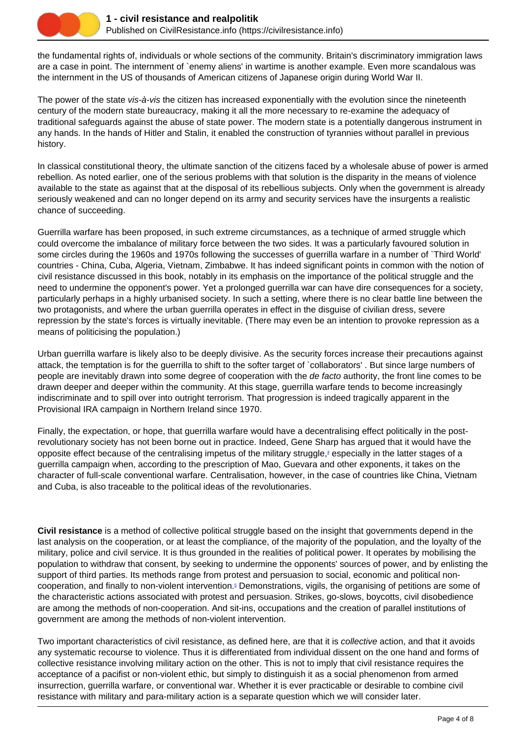the fundamental rights of, individuals or whole sections of the community. Britain's discriminatory immigration laws are a case in point. The internment of `enemy aliens' in wartime is another example. Even more scandalous was the internment in the US of thousands of American citizens of Japanese origin during World War II.

The power of the state *vis-à-vis* the citizen has increased exponentially with the evolution since the nineteenth century of the modern state bureaucracy, making it all the more necessary to re-examine the adequacy of traditional safeguards against the abuse of state power. The modern state is a potentially dangerous instrument in any hands. In the hands of Hitler and Stalin, it enabled the construction of tyrannies without parallel in previous history.

In classical constitutional theory, the ultimate sanction of the citizens faced by a wholesale abuse of power is armed rebellion. As noted earlier, one of the serious problems with that solution is the disparity in the means of violence available to the state as against that at the disposal of its rebellious subjects. Only when the government is already seriously weakened and can no longer depend on its army and security services have the insurgents a realistic chance of succeeding.

Guerrilla warfare has been proposed, in such extreme circumstances, as a technique of armed struggle which could overcome the imbalance of military force between the two sides. It was a particularly favoured solution in some circles during the 1960s and 1970s following the successes of guerrilla warfare in a number of `Third World' countries - China, Cuba, Algeria, Vietnam, Zimbabwe. It has indeed significant points in common with the notion of civil resistance discussed in this book, notably in its emphasis on the importance of the political struggle and the need to undermine the opponent's power. Yet a prolonged guerrilla war can have dire consequences for a society, particularly perhaps in a highly urbanised society. In such a setting, where there is no clear battle line between the two protagonists, and where the urban guerrilla operates in effect in the disguise of civilian dress, severe repression by the state's forces is virtually inevitable. (There may even be an intention to provoke repression as a means of politicising the population.)

Urban guerrilla warfare is likely also to be deeply divisive. As the security forces increase their precautions against attack, the temptation is for the guerrilla to shift to the softer target of `collaborators' . But since large numbers of people are inevitably drawn into some degree of cooperation with the *de facto* authority, the front line comes to be drawn deeper and deeper within the community. At this stage, guerrilla warfare tends to become increasingly indiscriminate and to spill over into outright terrorism. That progression is indeed tragically apparent in the Provisional IRA campaign in Northern Ireland since 1970.

Finally, the expectation, or hope, that guerrilla warfare would have a decentralising effect politically in the post-revolutionary society has not been borne out in practice. Indeed, Gene Sharp has argued that it would have the opposite effect because of the centralising impetus of the military struggle,[4] especially in the latter stages of a guerrilla campaign when, according to the prescription of Mao, Guevara and other exponents, it takes on the character of full-scale conventional warfare. Centralisation, however, in the case of countries like China, Vietnam and Cuba, is also traceable to the political ideas of the revolutionaries.

**Civil resistance** is a method of collective political struggle based on the insight that governments depend in the last analysis on the cooperation, or at least the compliance, of the majority of the population, and the loyalty of the military, police and civil service. It is thus grounded in the realities of political power. It operates by mobilising the population to withdraw that consent, by seeking to undermine the opponents' sources of power, and by enlisting the support of third parties. Its methods range from protest and persuasion to social, economic and political non-cooperation, and finally to non-violent intervention.[5] Demonstrations, vigils, the organising of petitions are some of the characteristic actions associated with protest and persuasion. Strikes, go-slows, boycotts, civil disobedience are among the methods of non-cooperation. And sit-ins, occupations and the creation of parallel institutions of government are among the methods of non-violent intervention.

Two important characteristics of civil resistance, as defined here, are that it is *collective* action, and that it avoids any systematic recourse to violence. Thus it is differentiated from individual dissent on the one hand and forms of collective resistance involving military action on the other. This is not to imply that civil resistance requires the acceptance of a pacifist or non-violent ethic, but simply to distinguish it as a social phenomenon from armed insurrection, guerrilla warfare, or conventional war. Whether it is ever practicable or desirable to combine civil resistance with military and para-military action is a separate question which we will consider later.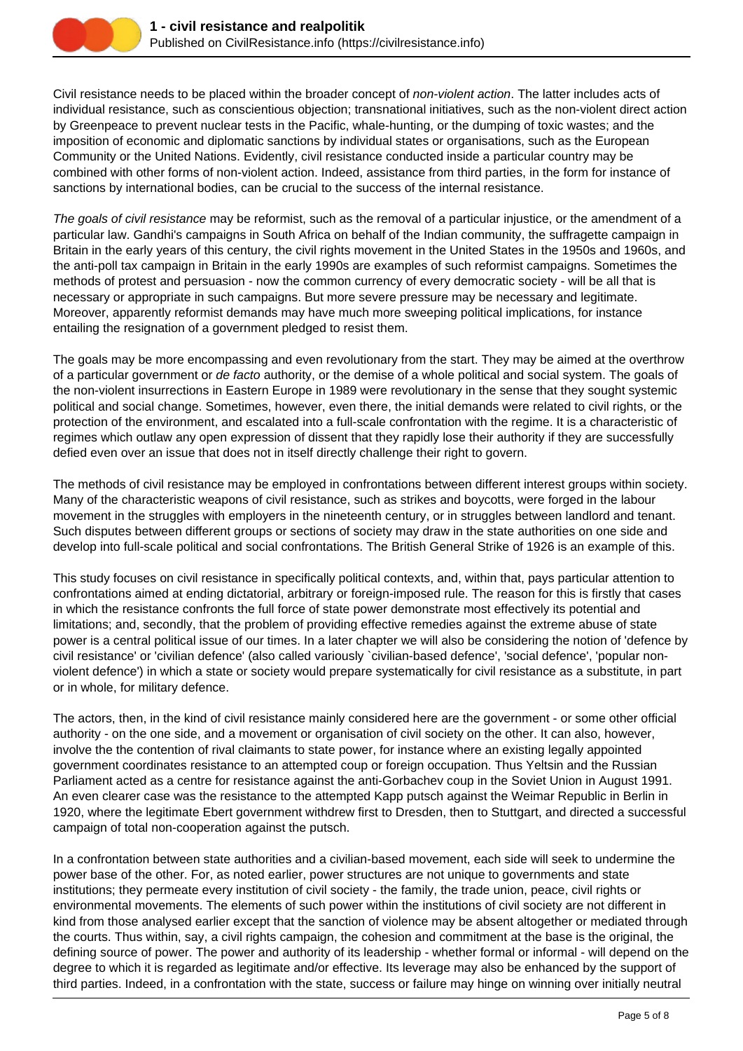Civil resistance needs to be placed within the broader concept of *non-violent action*. The latter includes acts of individual resistance, such as conscientious objection; transnational initiatives, such as the non-violent direct action by Greenpeace to prevent nuclear tests in the Pacific, whale-hunting, or the dumping of toxic wastes; and the imposition of economic and diplomatic sanctions by individual states or organisations, such as the European Community or the United Nations. Evidently, civil resistance conducted inside a particular country may be combined with other forms of non-violent action. Indeed, assistance from third parties, in the form for instance of sanctions by international bodies, can be crucial to the success of the internal resistance.

*The goals of civil resistance* may be reformist, such as the removal of a particular injustice, or the amendment of a particular law. Gandhi's campaigns in South Africa on behalf of the Indian community, the suffragette campaign in Britain in the early years of this century, the civil rights movement in the United States in the 1950s and 1960s, and the anti-poll tax campaign in Britain in the early 1990s are examples of such reformist campaigns. Sometimes the methods of protest and persuasion - now the common currency of every democratic society - will be all that is necessary or appropriate in such campaigns. But more severe pressure may be necessary and legitimate. Moreover, apparently reformist demands may have much more sweeping political implications, for instance entailing the resignation of a government pledged to resist them.

The goals may be more encompassing and even revolutionary from the start. They may be aimed at the overthrow of a particular government or *de facto* authority, or the demise of a whole political and social system. The goals of the non-violent insurrections in Eastern Europe in 1989 were revolutionary in the sense that they sought systemic political and social change. Sometimes, however, even there, the initial demands were related to civil rights, or the protection of the environment, and escalated into a full-scale confrontation with the regime. It is a characteristic of regimes which outlaw any open expression of dissent that they rapidly lose their authority if they are successfully defied even over an issue that does not in itself directly challenge their right to govern.

The methods of civil resistance may be employed in confrontations between different interest groups within society. Many of the characteristic weapons of civil resistance, such as strikes and boycotts, were forged in the labour movement in the struggles with employers in the nineteenth century, or in struggles between landlord and tenant. Such disputes between different groups or sections of society may draw in the state authorities on one side and develop into full-scale political and social confrontations. The British General Strike of 1926 is an example of this.

This study focuses on civil resistance in specifically political contexts, and, within that, pays particular attention to confrontations aimed at ending dictatorial, arbitrary or foreign-imposed rule. The reason for this is firstly that cases in which the resistance confronts the full force of state power demonstrate most effectively its potential and limitations; and, secondly, that the problem of providing effective remedies against the extreme abuse of state power is a central political issue of our times. In a later chapter we will also be considering the notion of 'defence by civil resistance' or 'civilian defence' (also called variously `civilian-based defence', 'social defence', 'popular non-violent defence') in which a state or society would prepare systematically for civil resistance as a substitute, in part or in whole, for military defence.

The actors, then, in the kind of civil resistance mainly considered here are the government - or some other official authority - on the one side, and a movement or organisation of civil society on the other. It can also, however, involve the the contention of rival claimants to state power, for instance where an existing legally appointed government coordinates resistance to an attempted coup or foreign occupation. Thus Yeltsin and the Russian Parliament acted as a centre for resistance against the anti-Gorbachev coup in the Soviet Union in August 1991. An even clearer case was the resistance to the attempted Kapp putsch against the Weimar Republic in Berlin in 1920, where the legitimate Ebert government withdrew first to Dresden, then to Stuttgart, and directed a successful campaign of total non-cooperation against the putsch.

In a confrontation between state authorities and a civilian-based movement, each side will seek to undermine the power base of the other. For, as noted earlier, power structures are not unique to governments and state institutions; they permeate every institution of civil society - the family, the trade union, peace, civil rights or environmental movements. The elements of such power within the institutions of civil society are not different in kind from those analysed earlier except that the sanction of violence may be absent altogether or mediated through the courts. Thus within, say, a civil rights campaign, the cohesion and commitment at the base is the original, the defining source of power. The power and authority of its leadership - whether formal or informal - will depend on the degree to which it is regarded as legitimate and/or effective. Its leverage may also be enhanced by the support of third parties. Indeed, in a confrontation with the state, success or failure may hinge on winning over initially neutral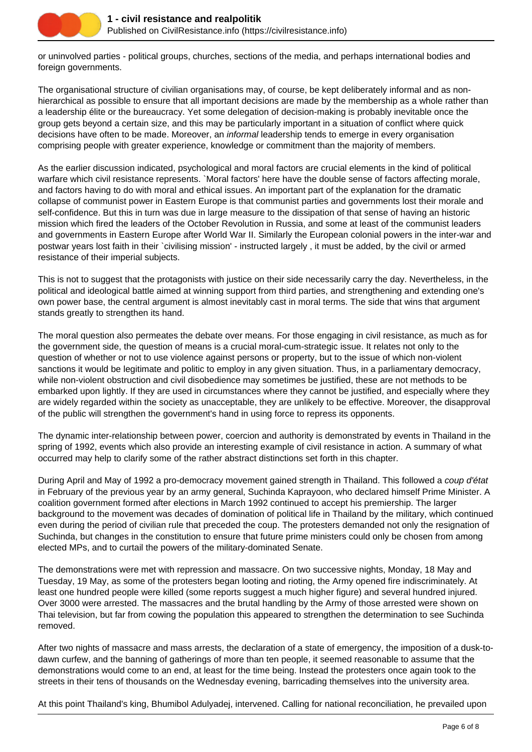or uninvolved parties - political groups, churches, sections of the media, and perhaps international bodies and foreign governments.

The organisational structure of civilian organisations may, of course, be kept deliberately informal and as non-hierarchical as possible to ensure that all important decisions are made by the membership as a whole rather than a leadership élite or the bureaucracy. Yet some delegation of decision-making is probably inevitable once the group gets beyond a certain size, and this may be particularly important in a situation of conflict where quick decisions have often to be made. Moreover, an *informal* leadership tends to emerge in every organisation comprising people with greater experience, knowledge or commitment than the majority of members.

As the earlier discussion indicated, psychological and moral factors are crucial elements in the kind of political warfare which civil resistance represents. `Moral factors' here have the double sense of factors affecting morale, and factors having to do with moral and ethical issues. An important part of the explanation for the dramatic collapse of communist power in Eastern Europe is that communist parties and governments lost their morale and self-confidence. But this in turn was due in large measure to the dissipation of that sense of having an historic mission which fired the leaders of the October Revolution in Russia, and some at least of the communist leaders and governments in Eastern Europe after World War II. Similarly the European colonial powers in the inter-war and postwar years lost faith in their `civilising mission' - instructed largely , it must be added, by the civil or armed resistance of their imperial subjects.

This is not to suggest that the protagonists with justice on their side necessarily carry the day. Nevertheless, in the political and ideological battle aimed at winning support from third parties, and strengthening and extending one's own power base, the central argument is almost inevitably cast in moral terms. The side that wins that argument stands greatly to strengthen its hand.

The moral question also permeates the debate over means. For those engaging in civil resistance, as much as for the government side, the question of means is a crucial moral-cum-strategic issue. It relates not only to the question of whether or not to use violence against persons or property, but to the issue of which non-violent sanctions it would be legitimate and politic to employ in any given situation. Thus, in a parliamentary democracy, while non-violent obstruction and civil disobedience may sometimes be justified, these are not methods to be embarked upon lightly. If they are used in circumstances where they cannot be justified, and especially where they are widely regarded within the society as unacceptable, they are unlikely to be effective. Moreover, the disapproval of the public will strengthen the government's hand in using force to repress its opponents.

The dynamic inter-relationship between power, coercion and authority is demonstrated by events in Thailand in the spring of 1992, events which also provide an interesting example of civil resistance in action. A summary of what occurred may help to clarify some of the rather abstract distinctions set forth in this chapter.

During April and May of 1992 a pro-democracy movement gained strength in Thailand. This followed a *coup d'état* in February of the previous year by an army general, Suchinda Kaprayoon, who declared himself Prime Minister. A coalition government formed after elections in March 1992 continued to accept his premiership. The larger background to the movement was decades of domination of political life in Thailand by the military, which continued even during the period of civilian rule that preceded the coup. The protesters demanded not only the resignation of Suchinda, but changes in the constitution to ensure that future prime ministers could only be chosen from among elected MPs, and to curtail the powers of the military-dominated Senate.

The demonstrations were met with repression and massacre. On two successive nights, Monday, 18 May and Tuesday, 19 May, as some of the protesters began looting and rioting, the Army opened fire indiscriminately. At least one hundred people were killed (some reports suggest a much higher figure) and several hundred injured. Over 3000 were arrested. The massacres and the brutal handling by the Army of those arrested were shown on Thai television, but far from cowing the population this appeared to strengthen the determination to see Suchinda removed.

After two nights of massacre and mass arrests, the declaration of a state of emergency, the imposition of a dusk-to-dawn curfew, and the banning of gatherings of more than ten people, it seemed reasonable to assume that the demonstrations would come to an end, at least for the time being. Instead the protesters once again took to the streets in their tens of thousands on the Wednesday evening, barricading themselves into the university area.

At this point Thailand's king, Bhumibol Adulyadej, intervened. Calling for national reconciliation, he prevailed upon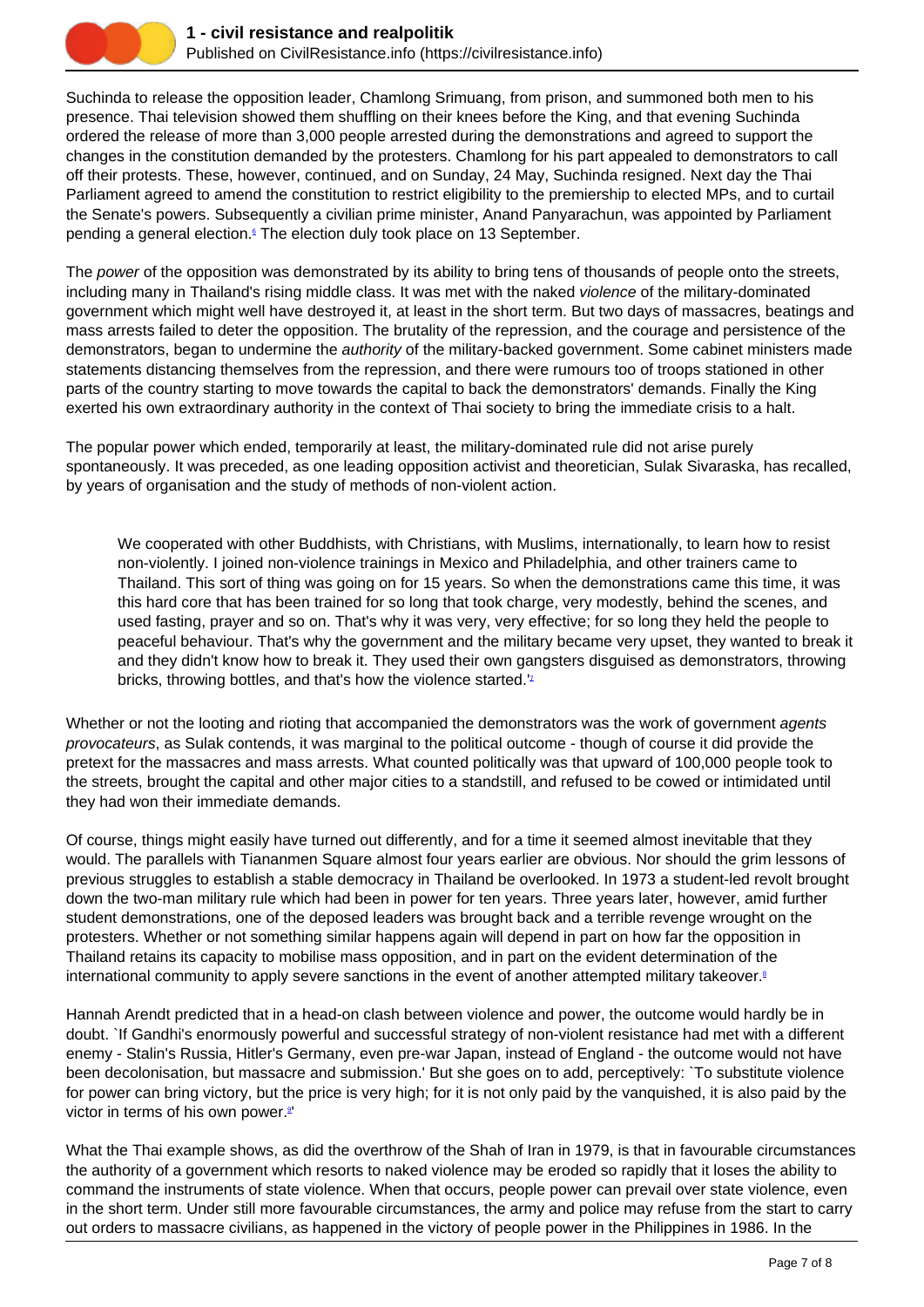Suchinda to release the opposition leader, Chamlong Srimuang, from prison, and summoned both men to his presence. Thai television showed them shuffling on their knees before the King, and that evening Suchinda ordered the release of more than 3,000 people arrested during the demonstrations and agreed to support the changes in the constitution demanded by the protesters. Chamlong for his part appealed to demonstrators to call off their protests. These, however, continued, and on Sunday, 24 May, Suchinda resigned. Next day the Thai Parliament agreed to amend the constitution to restrict eligibility to the premiership to elected MPs, and to curtail the Senate's powers. Subsequently a civilian prime minister, Anand Panyarachun, was appointed by Parliament pending a general election.[6] The election duly took place on 13 September.

The *power* of the opposition was demonstrated by its ability to bring tens of thousands of people onto the streets, including many in Thailand's rising middle class. It was met with the naked *violence* of the military-dominated government which might well have destroyed it, at least in the short term. But two days of massacres, beatings and mass arrests failed to deter the opposition. The brutality of the repression, and the courage and persistence of the demonstrators, began to undermine the *authority* of the military-backed government. Some cabinet ministers made statements distancing themselves from the repression, and there were rumours too of troops stationed in other parts of the country starting to move towards the capital to back the demonstrators' demands. Finally the King exerted his own extraordinary authority in the context of Thai society to bring the immediate crisis to a halt.

The popular power which ended, temporarily at least, the military-dominated rule did not arise purely spontaneously. It was preceded, as one leading opposition activist and theoretician, Sulak Sivaraska, has recalled, by years of organisation and the study of methods of non-violent action.

> We cooperated with other Buddhists, with Christians, with Muslims, internationally, to learn how to resist non-violently. I joined non-violence trainings in Mexico and Philadelphia, and other trainers came to Thailand. This sort of thing was going on for 15 years. So when the demonstrations came this time, it was this hard core that has been trained for so long that took charge, very modestly, behind the scenes, and used fasting, prayer and so on. That's why it was very, very effective; for so long they held the people to peaceful behaviour. That's why the government and the military became very upset, they wanted to break it and they didn't know how to break it. They used their own gangsters disguised as demonstrators, throwing bricks, throwing bottles, and that's how the violence started.'[7]

Whether or not the looting and rioting that accompanied the demonstrators was the work of government *agents provocateurs*, as Sulak contends, it was marginal to the political outcome - though of course it did provide the pretext for the massacres and mass arrests. What counted politically was that upward of 100,000 people took to the streets, brought the capital and other major cities to a standstill, and refused to be cowed or intimidated until they had won their immediate demands.

Of course, things might easily have turned out differently, and for a time it seemed almost inevitable that they would. The parallels with Tiananmen Square almost four years earlier are obvious. Nor should the grim lessons of previous struggles to establish a stable democracy in Thailand be overlooked. In 1973 a student-led revolt brought down the two-man military rule which had been in power for ten years. Three years later, however, amid further student demonstrations, one of the deposed leaders was brought back and a terrible revenge wrought on the protesters. Whether or not something similar happens again will depend in part on how far the opposition in Thailand retains its capacity to mobilise mass opposition, and in part on the evident determination of the international community to apply severe sanctions in the event of another attempted military takeover.[8]

Hannah Arendt predicted that in a head-on clash between violence and power, the outcome would hardly be in doubt. `If Gandhi's enormously powerful and successful strategy of non-violent resistance had met with a different enemy - Stalin's Russia, Hitler's Germany, even pre-war Japan, instead of England - the outcome would not have been decolonisation, but massacre and submission.' But she goes on to add, perceptively: `To substitute violence for power can bring victory, but the price is very high; for it is not only paid by the vanquished, it is also paid by the victor in terms of his own power.[9]'

What the Thai example shows, as did the overthrow of the Shah of Iran in 1979, is that in favourable circumstances the authority of a government which resorts to naked violence may be eroded so rapidly that it loses the ability to command the instruments of state violence. When that occurs, people power can prevail over state violence, even in the short term. Under still more favourable circumstances, the army and police may refuse from the start to carry out orders to massacre civilians, as happened in the victory of people power in the Philippines in 1986. In the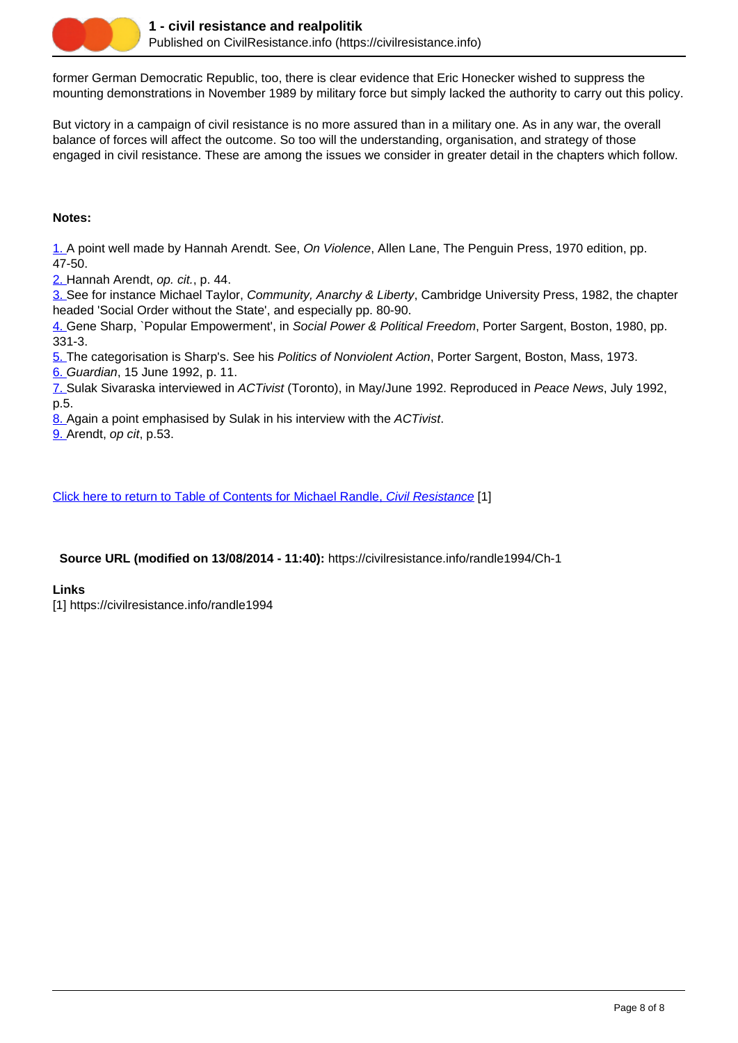former German Democratic Republic, too, there is clear evidence that Eric Honecker wished to suppress the mounting demonstrations in November 1989 by military force but simply lacked the authority to carry out this policy.

But victory in a campaign of civil resistance is no more assured than in a military one. As in any war, the overall balance of forces will affect the outcome. So too will the understanding, organisation, and strategy of those engaged in civil resistance. These are among the issues we consider in greater detail in the chapters which follow.

**Notes:**

1. A point well made by Hannah Arendt. See, *On Violence*, Allen Lane, The Penguin Press, 1970 edition, pp. 47-50.
2. Hannah Arendt, *op. cit.*, p. 44.
3. See for instance Michael Taylor, *Community, Anarchy & Liberty*, Cambridge University Press, 1982, the chapter headed 'Social Order without the State', and especially pp. 80-90.
4. Gene Sharp, `Popular Empowerment', in *Social Power & Political Freedom*, Porter Sargent, Boston, 1980, pp. 331-3.
5. The categorisation is Sharp's. See his *Politics of Nonviolent Action*, Porter Sargent, Boston, Mass, 1973.
6. *Guardian*, 15 June 1992, p. 11.
7. Sulak Sivaraska interviewed in *ACTivist* (Toronto), in May/June 1992. Reproduced in *Peace News*, July 1992, p.5.
8. Again a point emphasised by Sulak in his interview with the *ACTivist*.
9. Arendt, *op cit*, p.53.

Click here to return to Table of Contents for Michael Randle, *Civil Resistance* [1]

**Source URL (modified on 13/08/2014 - 11:40):** https://civilresistance.info/randle1994/Ch-1

**Links**
[1] https://civilresistance.info/randle1994